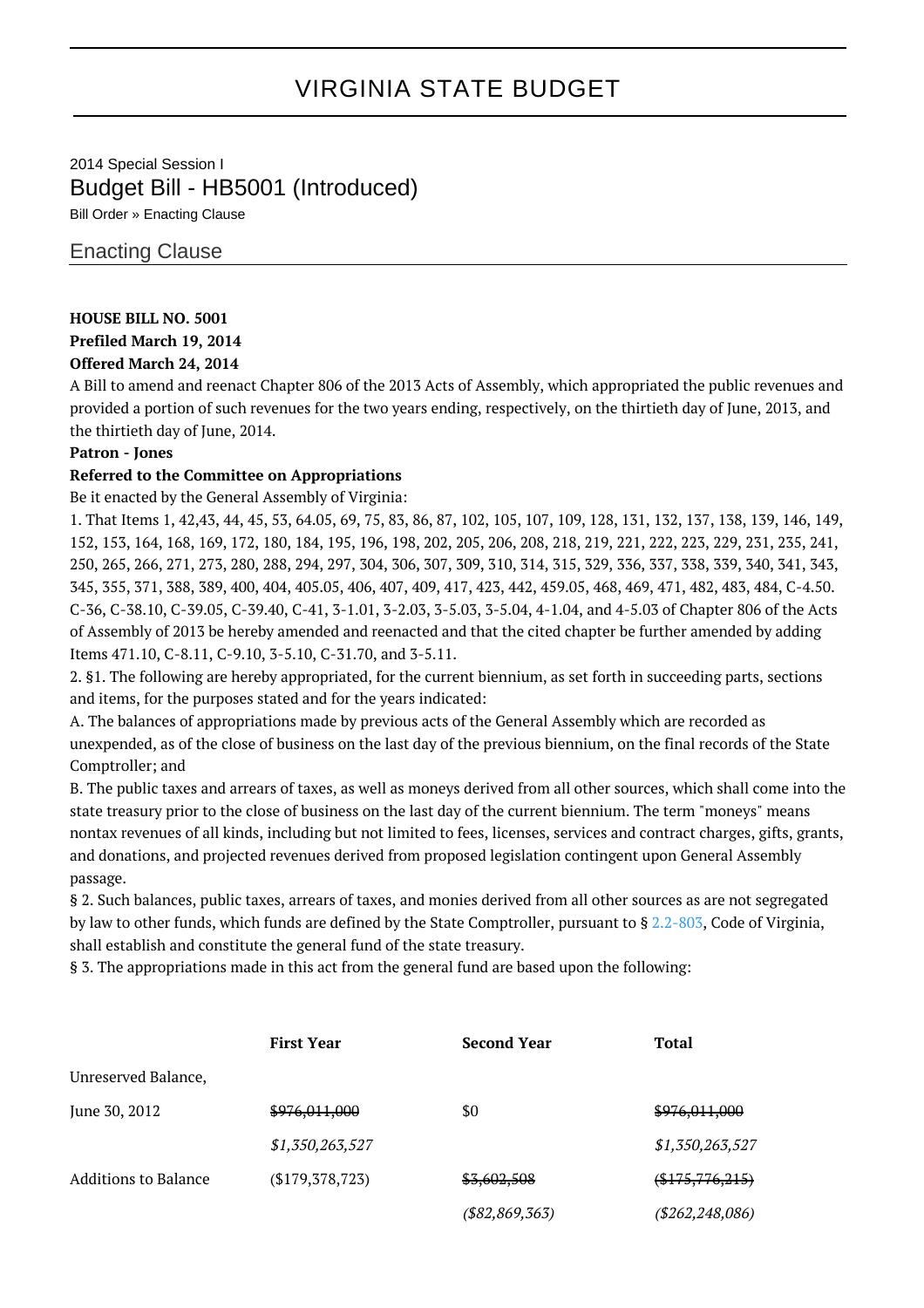# VIRGINIA STATE BUDGET

2014 Special Session I

## Budget Bill - HB5001 (Introduced)

Bill Order » Enacting Clause

### Enacting Clause

**HOUSE BILL NO. 5001**
**Prefiled March 19, 2014**
**Offered March 24, 2014**

A Bill to amend and reenact Chapter 806 of the 2013 Acts of Assembly, which appropriated the public revenues and provided a portion of such revenues for the two years ending, respectively, on the thirtieth day of June, 2013, and the thirtieth day of June, 2014.

**Patron - Jones**

**Referred to the Committee on Appropriations**

Be it enacted by the General Assembly of Virginia:

1. That Items 1, 42,43, 44, 45, 53, 64.05, 69, 75, 83, 86, 87, 102, 105, 107, 109, 128, 131, 132, 137, 138, 139, 146, 149, 152, 153, 164, 168, 169, 172, 180, 184, 195, 196, 198, 202, 205, 206, 208, 218, 219, 221, 222, 223, 229, 231, 235, 241, 250, 265, 266, 271, 273, 280, 288, 294, 297, 304, 306, 307, 309, 310, 314, 315, 329, 336, 337, 338, 339, 340, 341, 343, 345, 355, 371, 388, 389, 400, 404, 405.05, 406, 407, 409, 417, 423, 442, 459.05, 468, 469, 471, 482, 483, 484, C-4.50. C-36, C-38.10, C-39.05, C-39.40, C-41, 3-1.01, 3-2.03, 3-5.03, 3-5.04, 4-1.04, and 4-5.03 of Chapter 806 of the Acts of Assembly of 2013 be hereby amended and reenacted and that the cited chapter be further amended by adding Items 471.10, C-8.11, C-9.10, 3-5.10, C-31.70, and 3-5.11.

2. §1. The following are hereby appropriated, for the current biennium, as set forth in succeeding parts, sections and items, for the purposes stated and for the years indicated:

A. The balances of appropriations made by previous acts of the General Assembly which are recorded as unexpended, as of the close of business on the last day of the previous biennium, on the final records of the State Comptroller; and

B. The public taxes and arrears of taxes, as well as moneys derived from all other sources, which shall come into the state treasury prior to the close of business on the last day of the current biennium. The term "moneys" means nontax revenues of all kinds, including but not limited to fees, licenses, services and contract charges, gifts, grants, and donations, and projected revenues derived from proposed legislation contingent upon General Assembly passage.

§ 2. Such balances, public taxes, arrears of taxes, and monies derived from all other sources as are not segregated by law to other funds, which funds are defined by the State Comptroller, pursuant to § 2.2-803, Code of Virginia, shall establish and constitute the general fund of the state treasury.

§ 3. The appropriations made in this act from the general fund are based upon the following:

| | **First Year** | **Second Year** | **Total** |
|---|---|---|---|
| Unreserved Balance, | | | |
| June 30, 2012 | ~~$976,011,000~~ | $0 | ~~$976,011,000~~ |
| | *$1,350,263,527* | | *$1,350,263,527* |
| Additions to Balance | ($179,378,723) | ~~$3,602,508~~ | ~~($175,776,215)~~ |
| | | *($82,869,363)* | *($262,248,086)* |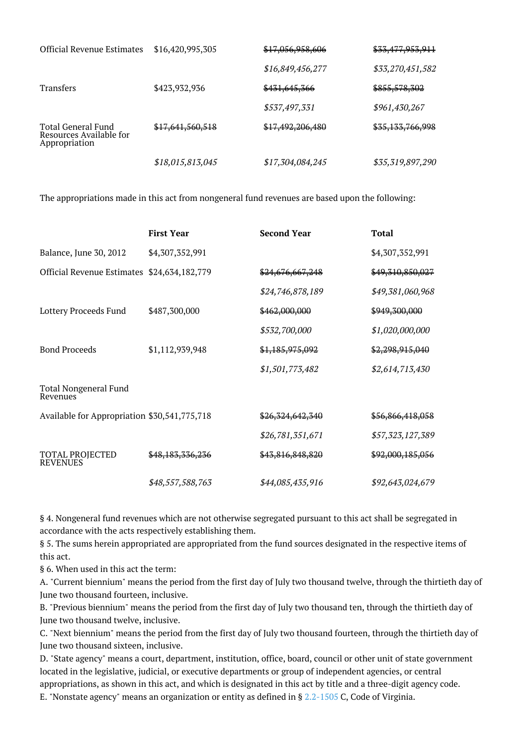| | | | |
|---|---|---|---|
| Official Revenue Estimates | $16,420,995,305 | ~~$17,056,958,606~~ | ~~$33,477,953,911~~ |
| | | *$16,849,456,277* | *$33,270,451,582* |
| Transfers | $423,932,936 | ~~$431,645,366~~ | ~~$855,578,302~~ |
| | | *$537,497,331* | *$961,430,267* |
| Total General Fund Resources Available for Appropriation | ~~$17,641,560,518~~ | ~~$17,492,206,480~~ | ~~$35,133,766,998~~ |
| | *$18,015,813,045* | *$17,304,084,245* | *$35,319,897,290* |

The appropriations made in this act from nongeneral fund revenues are based upon the following:

| | First Year | Second Year | Total |
|---|---|---|---|
| Balance, June 30, 2012 | $4,307,352,991 | | $4,307,352,991 |
| Official Revenue Estimates | $24,634,182,779 | ~~$24,676,667,248~~ | ~~$49,310,850,027~~ |
| | | *$24,746,878,189* | *$49,381,060,968* |
| Lottery Proceeds Fund | $487,300,000 | ~~$462,000,000~~ | ~~$949,300,000~~ |
| | | *$532,700,000* | *$1,020,000,000* |
| Bond Proceeds | $1,112,939,948 | ~~$1,185,975,092~~ | ~~$2,298,915,040~~ |
| | | *$1,501,773,482* | *$2,614,713,430* |
| Total Nongeneral Fund Revenues | | | |
| Available for Appropriation | $30,541,775,718 | ~~$26,324,642,340~~ | ~~$56,866,418,058~~ |
| | | *$26,781,351,671* | *$57,323,127,389* |
| TOTAL PROJECTED REVENUES | ~~$48,183,336,236~~ | ~~$43,816,848,820~~ | ~~$92,000,185,056~~ |
| | *$48,557,588,763* | *$44,085,435,916* | *$92,643,024,679* |

§ 4. Nongeneral fund revenues which are not otherwise segregated pursuant to this act shall be segregated in accordance with the acts respectively establishing them.

§ 5. The sums herein appropriated are appropriated from the fund sources designated in the respective items of this act.

§ 6. When used in this act the term:

A. "Current biennium" means the period from the first day of July two thousand twelve, through the thirtieth day of June two thousand fourteen, inclusive.

B. "Previous biennium" means the period from the first day of July two thousand ten, through the thirtieth day of June two thousand twelve, inclusive.

C. "Next biennium" means the period from the first day of July two thousand fourteen, through the thirtieth day of June two thousand sixteen, inclusive.

D. "State agency" means a court, department, institution, office, board, council or other unit of state government located in the legislative, judicial, or executive departments or group of independent agencies, or central appropriations, as shown in this act, and which is designated in this act by title and a three-digit agency code.

E. "Nonstate agency" means an organization or entity as defined in § 2.2-1505 C, Code of Virginia.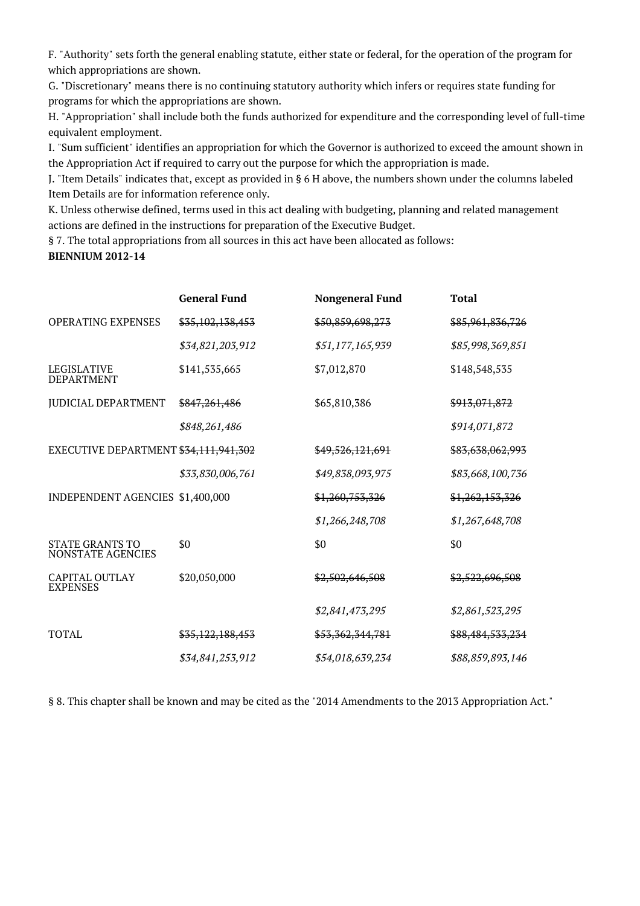F. "Authority" sets forth the general enabling statute, either state or federal, for the operation of the program for which appropriations are shown.

G. "Discretionary" means there is no continuing statutory authority which infers or requires state funding for programs for which the appropriations are shown.

H. "Appropriation" shall include both the funds authorized for expenditure and the corresponding level of full-time equivalent employment.

I. "Sum sufficient" identifies an appropriation for which the Governor is authorized to exceed the amount shown in the Appropriation Act if required to carry out the purpose for which the appropriation is made.

J. "Item Details" indicates that, except as provided in § 6 H above, the numbers shown under the columns labeled Item Details are for information reference only.

K. Unless otherwise defined, terms used in this act dealing with budgeting, planning and related management actions are defined in the instructions for preparation of the Executive Budget.

§ 7. The total appropriations from all sources in this act have been allocated as follows:

**BIENNIUM 2012-14**

| | General Fund | Nongeneral Fund | Total |
|---|---|---|---|
| OPERATING EXPENSES | ~~$35,102,138,453~~ | ~~$50,859,698,273~~ | ~~$85,961,836,726~~ |
| | *$34,821,203,912* | *$51,177,165,939* | *$85,998,369,851* |
| LEGISLATIVE DEPARTMENT | $141,535,665 | $7,012,870 | $148,548,535 |
| JUDICIAL DEPARTMENT | ~~$847,261,486~~ | $65,810,386 | ~~$913,071,872~~ |
| | *$848,261,486* | | *$914,071,872* |
| EXECUTIVE DEPARTMENT | ~~$34,111,941,302~~ | ~~$49,526,121,691~~ | ~~$83,638,062,993~~ |
| | *$33,830,006,761* | *$49,838,093,975* | *$83,668,100,736* |
| INDEPENDENT AGENCIES | $1,400,000 | ~~$1,260,753,326~~ | ~~$1,262,153,326~~ |
| | | *$1,266,248,708* | *$1,267,648,708* |
| STATE GRANTS TO NONSTATE AGENCIES | $0 | $0 | $0 |
| CAPITAL OUTLAY EXPENSES | $20,050,000 | ~~$2,502,646,508~~ | ~~$2,522,696,508~~ |
| | | *$2,841,473,295* | *$2,861,523,295* |
| TOTAL | ~~$35,122,188,453~~ | ~~$53,362,344,781~~ | ~~$88,484,533,234~~ |
| | *$34,841,253,912* | *$54,018,639,234* | *$88,859,893,146* |

§ 8. This chapter shall be known and may be cited as the "2014 Amendments to the 2013 Appropriation Act."